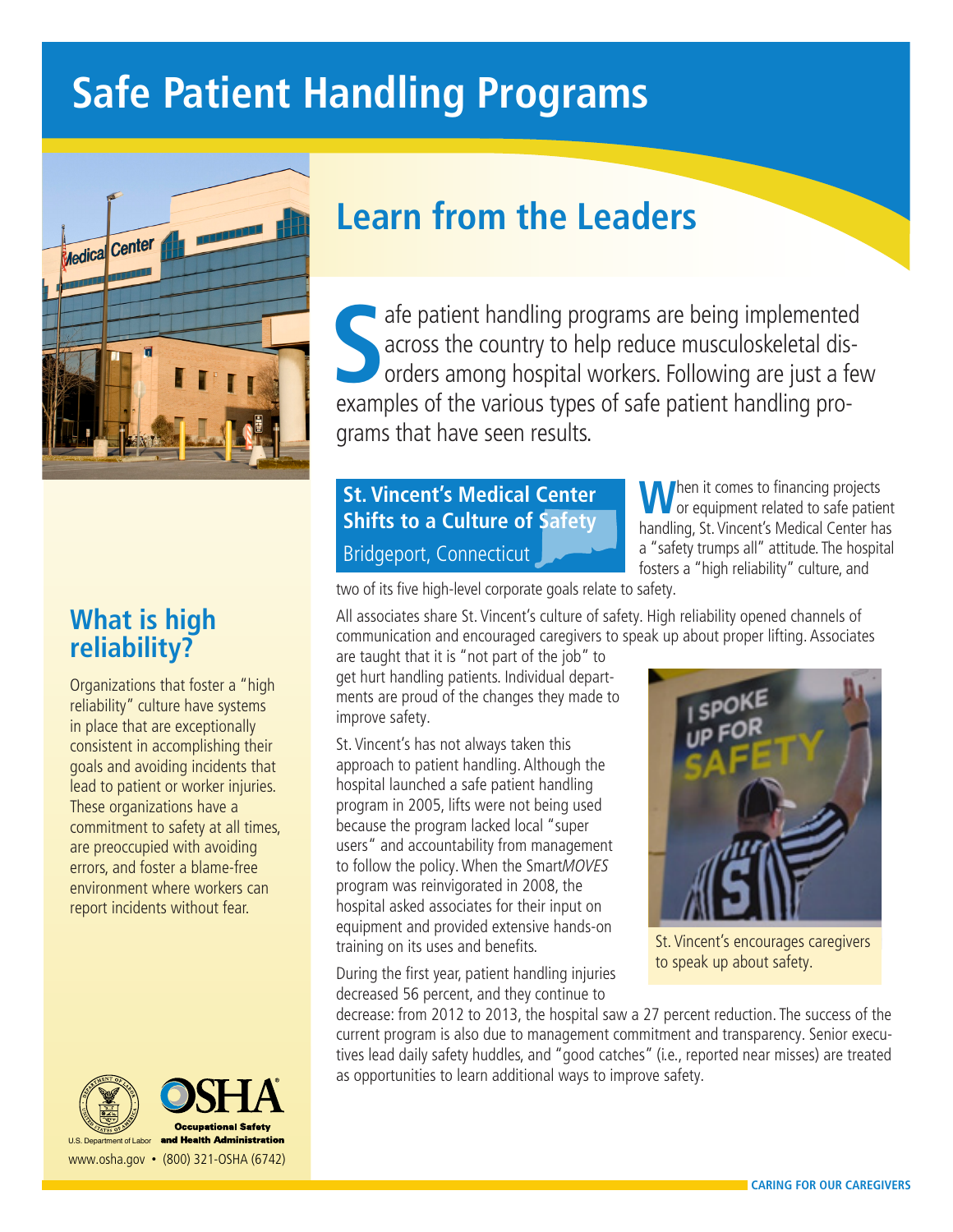# Safe Patient Handling Programs

## Learn from the Leaders

Safe patient handling programs are being implemented across the country to help reduce musculoskeletal disorders among hospital workers. Following are just a few examples of the various types of safe patient handling programs that have seen results.

### St. Vincent's Medical Center Shifts to a Culture of Safety

Bridgeport, Connecticut

When it comes to financing projects or equipment related to safe patient handling, St. Vincent's Medical Center has a "safety trumps all" attitude. The hospital fosters a "high reliability" culture, and two of its five high-level corporate goals relate to safety.

All associates share St. Vincent's culture of safety. High reliability opened channels of communication and encouraged caregivers to speak up about proper lifting. Associates are taught that it is "not part of the job" to get hurt handling patients. Individual departments are proud of the changes they made to improve safety.

St. Vincent's has not always taken this approach to patient handling. Although the hospital launched a safe patient handling program in 2005, lifts were not being used because the program lacked local "super users" and accountability from management to follow the policy. When the Smart*MOVES* program was reinvigorated in 2008, the hospital asked associates for their input on equipment and provided extensive hands-on training on its uses and benefits.

St. Vincent's encourages caregivers to speak up about safety.

During the first year, patient handling injuries decreased 56 percent, and they continue to decrease: from 2012 to 2013, the hospital saw a 27 percent reduction. The success of the current program is also due to management commitment and transparency. Senior executives lead daily safety huddles, and "good catches" (i.e., reported near misses) are treated as opportunities to learn additional ways to improve safety.

### What is high reliability?

Organizations that foster a "high reliability" culture have systems in place that are exceptionally consistent in accomplishing their goals and avoiding incidents that lead to patient or worker injuries. These organizations have a commitment to safety at all times, are preoccupied with avoiding errors, and foster a blame-free environment where workers can report incidents without fear.

U.S. Department of Labor — OSHA Occupational Safety and Health Administration

www.osha.gov • (800) 321-OSHA (6742)

CARING FOR OUR CAREGIVERS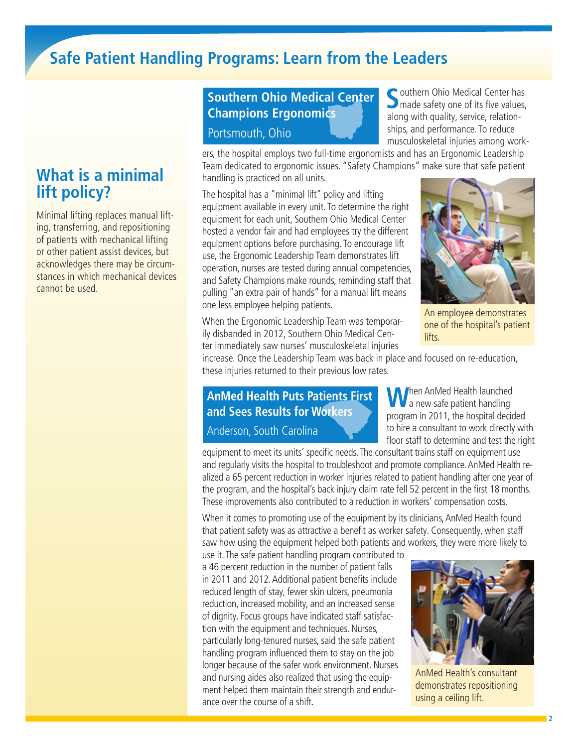# Safe Patient Handling Programs: Learn from the Leaders

## What is a minimal lift policy?

Minimal lifting replaces manual lifting, transferring, and repositioning of patients with mechanical lifting or other patient assist devices, but acknowledges there may be circumstances in which mechanical devices cannot be used.

## Southern Ohio Medical Center Champions Ergonomics

Portsmouth, Ohio

Southern Ohio Medical Center has made safety one of its five values, along with quality, service, relationships, and performance. To reduce musculoskeletal injuries among workers, the hospital employs two full-time ergonomists and has an Ergonomic Leadership Team dedicated to ergonomic issues. "Safety Champions" make sure that safe patient handling is practiced on all units.

The hospital has a "minimal lift" policy and lifting equipment available in every unit. To determine the right equipment for each unit, Southern Ohio Medical Center hosted a vendor fair and had employees try the different equipment options before purchasing. To encourage lift use, the Ergonomic Leadership Team demonstrates lift operation, nurses are tested during annual competencies, and Safety Champions make rounds, reminding staff that pulling "an extra pair of hands" for a manual lift means one less employee helping patients.

When the Ergonomic Leadership Team was temporarily disbanded in 2012, Southern Ohio Medical Center immediately saw nurses' musculoskeletal injuries increase. Once the Leadership Team was back in place and focused on re-education, these injuries returned to their previous low rates.

An employee demonstrates one of the hospital's patient lifts.

## AnMed Health Puts Patients First and Sees Results for Workers

Anderson, South Carolina

When AnMed Health launched a new safe patient handling program in 2011, the hospital decided to hire a consultant to work directly with floor staff to determine and test the right equipment to meet its units' specific needs. The consultant trains staff on equipment use and regularly visits the hospital to troubleshoot and promote compliance. AnMed Health realized a 65 percent reduction in worker injuries related to patient handling after one year of the program, and the hospital's back injury claim rate fell 52 percent in the first 18 months. These improvements also contributed to a reduction in workers' compensation costs.

When it comes to promoting use of the equipment by its clinicians, AnMed Health found that patient safety was as attractive a benefit as worker safety. Consequently, when staff saw how using the equipment helped both patients and workers, they were more likely to use it. The safe patient handling program contributed to a 46 percent reduction in the number of patient falls in 2011 and 2012. Additional patient benefits include reduced length of stay, fewer skin ulcers, pneumonia reduction, increased mobility, and an increased sense of dignity. Focus groups have indicated staff satisfaction with the equipment and techniques. Nurses, particularly long-tenured nurses, said the safe patient handling program influenced them to stay on the job longer because of the safer work environment. Nurses and nursing aides also realized that using the equipment helped them maintain their strength and endurance over the course of a shift.

AnMed Health's consultant demonstrates repositioning using a ceiling lift.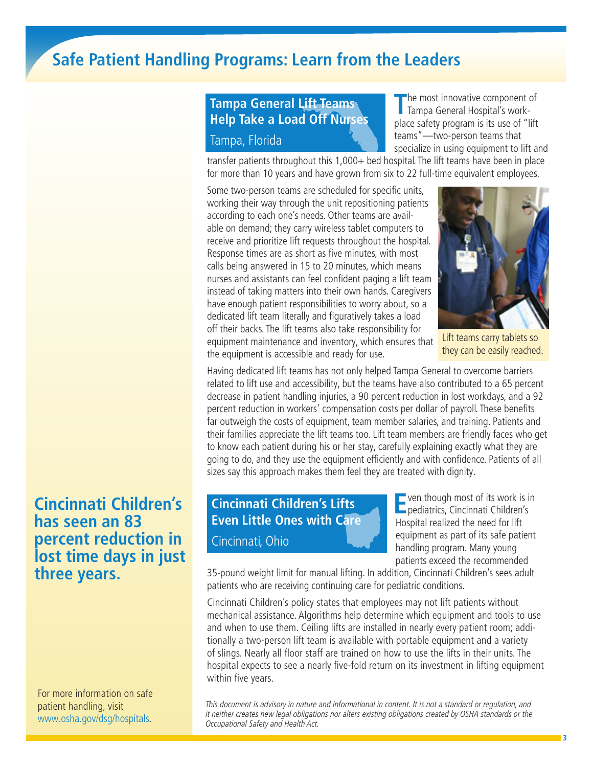# Safe Patient Handling Programs: Learn from the Leaders

## Tampa General Lift Teams Help Take a Load Off Nurses

Tampa, Florida

The most innovative component of Tampa General Hospital's workplace safety program is its use of "lift teams"—two-person teams that specialize in using equipment to lift and transfer patients throughout this 1,000+ bed hospital. The lift teams have been in place for more than 10 years and have grown from six to 22 full-time equivalent employees.

Some two-person teams are scheduled for specific units, working their way through the unit repositioning patients according to each one's needs. Other teams are available on demand; they carry wireless tablet computers to receive and prioritize lift requests throughout the hospital. Response times are as short as five minutes, with most calls being answered in 15 to 20 minutes, which means nurses and assistants can feel confident paging a lift team instead of taking matters into their own hands. Caregivers have enough patient responsibilities to worry about, so a dedicated lift team literally and figuratively takes a load off their backs. The lift teams also take responsibility for equipment maintenance and inventory, which ensures that the equipment is accessible and ready for use.

Lift teams carry tablets so they can be easily reached.

Having dedicated lift teams has not only helped Tampa General to overcome barriers related to lift use and accessibility, but the teams have also contributed to a 65 percent decrease in patient handling injuries, a 90 percent reduction in lost workdays, and a 92 percent reduction in workers' compensation costs per dollar of payroll. These benefits far outweigh the costs of equipment, team member salaries, and training. Patients and their families appreciate the lift teams too. Lift team members are friendly faces who get to know each patient during his or her stay, carefully explaining exactly what they are going to do, and they use the equipment efficiently and with confidence. Patients of all sizes say this approach makes them feel they are treated with dignity.

**Cincinnati Children's has seen an 83 percent reduction in lost time days in just three years.**

## Cincinnati Children's Lifts Even Little Ones with Care

Cincinnati, Ohio

Even though most of its work is in pediatrics, Cincinnati Children's Hospital realized the need for lift equipment as part of its safe patient handling program. Many young patients exceed the recommended 35-pound weight limit for manual lifting. In addition, Cincinnati Children's sees adult patients who are receiving continuing care for pediatric conditions.

Cincinnati Children's policy states that employees may not lift patients without mechanical assistance. Algorithms help determine which equipment and tools to use and when to use them. Ceiling lifts are installed in nearly every patient room; additionally a two-person lift team is available with portable equipment and a variety of slings. Nearly all floor staff are trained on how to use the lifts in their units. The hospital expects to see a nearly five-fold return on its investment in lifting equipment within five years.

For more information on safe patient handling, visit www.osha.gov/dsg/hospitals.

*This document is advisory in nature and informational in content. It is not a standard or regulation, and it neither creates new legal obligations nor alters existing obligations created by OSHA standards or the Occupational Safety and Health Act.*